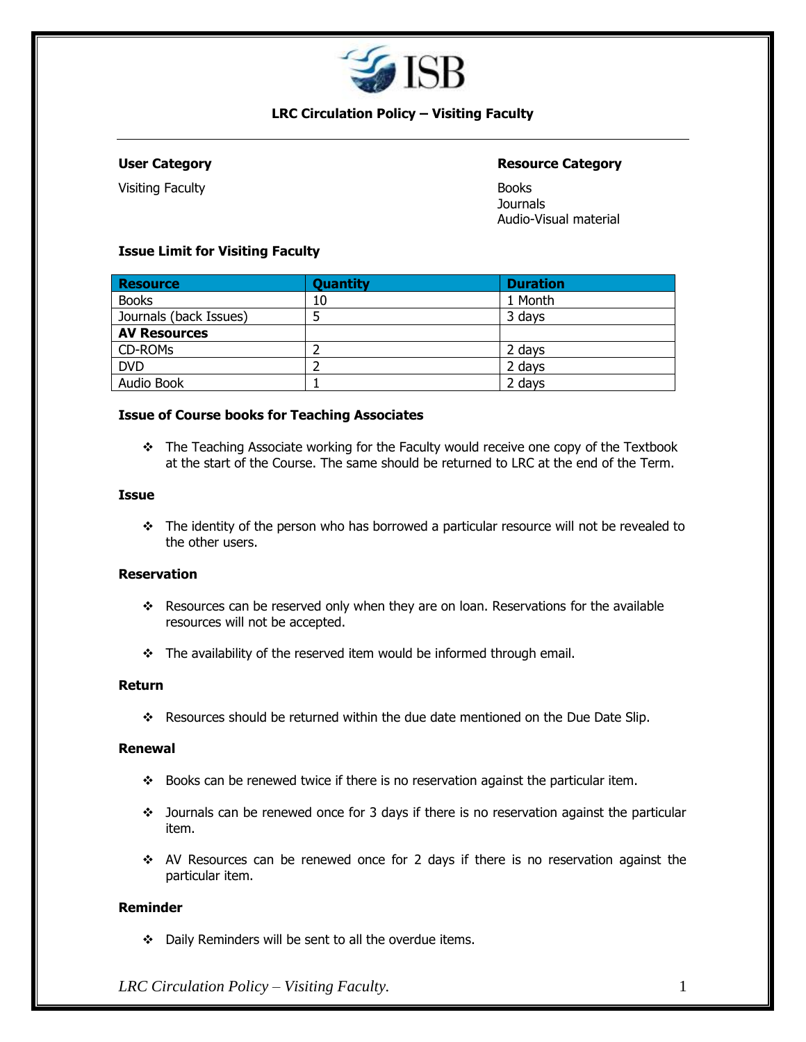# LRC Circulation Policy – Visiting Faculty

**User Category**

Visiting Faculty

**Resource Category**

Books
Journals
Audio-Visual material

**Issue Limit for Visiting Faculty**

| Resource | Quantity | Duration |
|---|---|---|
| Books | 10 | 1 Month |
| Journals (back Issues) | 5 | 3 days |
| **AV Resources** | | |
| CD-ROMs | 2 | 2 days |
| DVD | 2 | 2 days |
| Audio Book | 1 | 2 days |

**Issue of Course books for Teaching Associates**

- The Teaching Associate working for the Faculty would receive one copy of the Textbook at the start of the Course. The same should be returned to LRC at the end of the Term.

**Issue**

- The identity of the person who has borrowed a particular resource will not be revealed to the other users.

**Reservation**

- Resources can be reserved only when they are on loan. Reservations for the available resources will not be accepted.
- The availability of the reserved item would be informed through email.

**Return**

- Resources should be returned within the due date mentioned on the Due Date Slip.

**Renewal**

- Books can be renewed twice if there is no reservation against the particular item.
- Journals can be renewed once for 3 days if there is no reservation against the particular item.
- AV Resources can be renewed once for 2 days if there is no reservation against the particular item.

**Reminder**

- Daily Reminders will be sent to all the overdue items.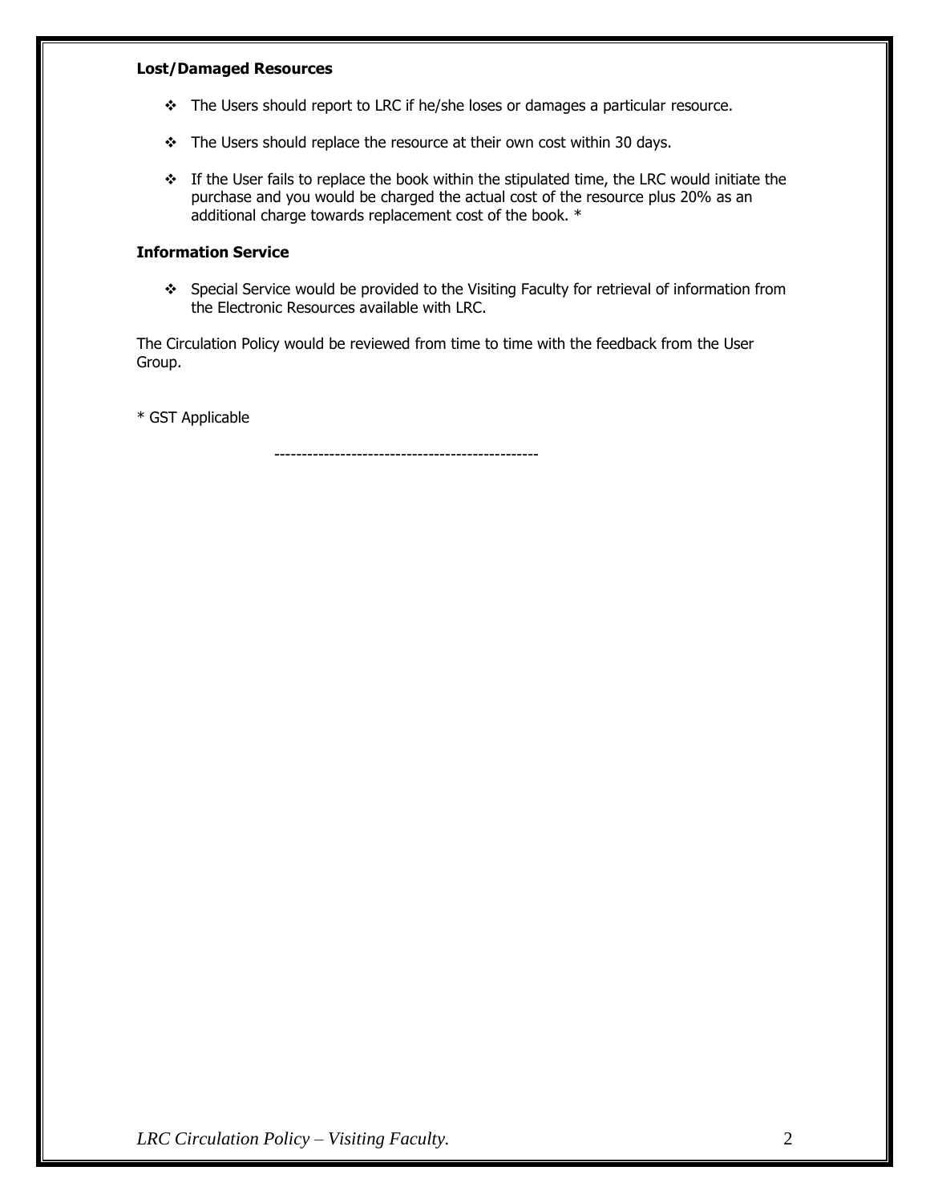**Lost/Damaged Resources**

- The Users should report to LRC if he/she loses or damages a particular resource.
- The Users should replace the resource at their own cost within 30 days.
- If the User fails to replace the book within the stipulated time, the LRC would initiate the purchase and you would be charged the actual cost of the resource plus 20% as an additional charge towards replacement cost of the book. *

**Information Service**

- Special Service would be provided to the Visiting Faculty for retrieval of information from the Electronic Resources available with LRC.

The Circulation Policy would be reviewed from time to time with the feedback from the User Group.

* GST Applicable

------------------------------------------------